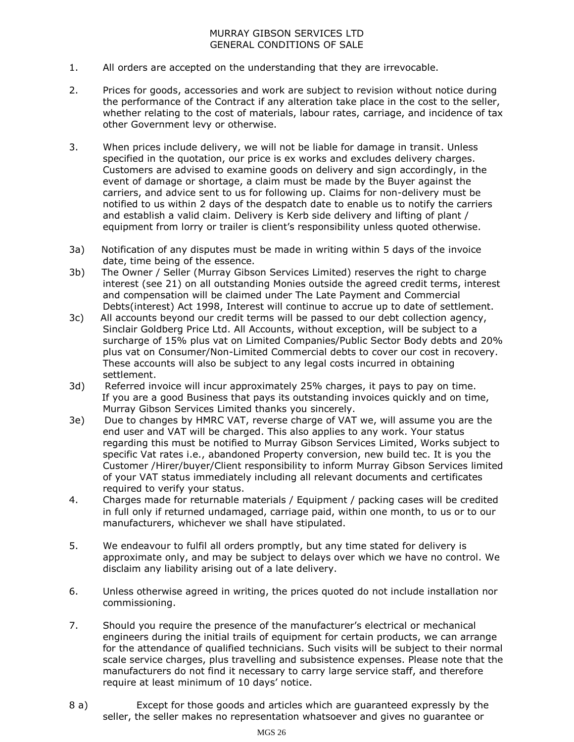# MURRAY GIBSON SERVICES LTD
## GENERAL CONDITIONS OF SALE

1. All orders are accepted on the understanding that they are irrevocable.

2. Prices for goods, accessories and work are subject to revision without notice during the performance of the Contract if any alteration take place in the cost to the seller, whether relating to the cost of materials, labour rates, carriage, and incidence of tax other Government levy or otherwise.

3. When prices include delivery, we will not be liable for damage in transit. Unless specified in the quotation, our price is ex works and excludes delivery charges. Customers are advised to examine goods on delivery and sign accordingly, in the event of damage or shortage, a claim must be made by the Buyer against the carriers, and advice sent to us for following up. Claims for non-delivery must be notified to us within 2 days of the despatch date to enable us to notify the carriers and establish a valid claim. Delivery is Kerb side delivery and lifting of plant / equipment from lorry or trailer is client's responsibility unless quoted otherwise.

3a) Notification of any disputes must be made in writing within 5 days of the invoice date, time being of the essence.

3b) The Owner / Seller (Murray Gibson Services Limited) reserves the right to charge interest (see 21) on all outstanding Monies outside the agreed credit terms, interest and compensation will be claimed under The Late Payment and Commercial Debts(interest) Act 1998, Interest will continue to accrue up to date of settlement.

3c) All accounts beyond our credit terms will be passed to our debt collection agency, Sinclair Goldberg Price Ltd. All Accounts, without exception, will be subject to a surcharge of 15% plus vat on Limited Companies/Public Sector Body debts and 20% plus vat on Consumer/Non-Limited Commercial debts to cover our cost in recovery. These accounts will also be subject to any legal costs incurred in obtaining settlement.

3d) Referred invoice will incur approximately 25% charges, it pays to pay on time. If you are a good Business that pays its outstanding invoices quickly and on time, Murray Gibson Services Limited thanks you sincerely.

3e) Due to changes by HMRC VAT, reverse charge of VAT we, will assume you are the end user and VAT will be charged. This also applies to any work. Your status regarding this must be notified to Murray Gibson Services Limited, Works subject to specific Vat rates i.e., abandoned Property conversion, new build tec. It is you the Customer /Hirer/buyer/Client responsibility to inform Murray Gibson Services limited of your VAT status immediately including all relevant documents and certificates required to verify your status.

4. Charges made for returnable materials / Equipment / packing cases will be credited in full only if returned undamaged, carriage paid, within one month, to us or to our manufacturers, whichever we shall have stipulated.

5. We endeavour to fulfil all orders promptly, but any time stated for delivery is approximate only, and may be subject to delays over which we have no control. We disclaim any liability arising out of a late delivery.

6. Unless otherwise agreed in writing, the prices quoted do not include installation nor commissioning.

7. Should you require the presence of the manufacturer's electrical or mechanical engineers during the initial trails of equipment for certain products, we can arrange for the attendance of qualified technicians. Such visits will be subject to their normal scale service charges, plus travelling and subsistence expenses. Please note that the manufacturers do not find it necessary to carry large service staff, and therefore require at least minimum of 10 days' notice.

8 a) Except for those goods and articles which are guaranteed expressly by the seller, the seller makes no representation whatsoever and gives no guarantee or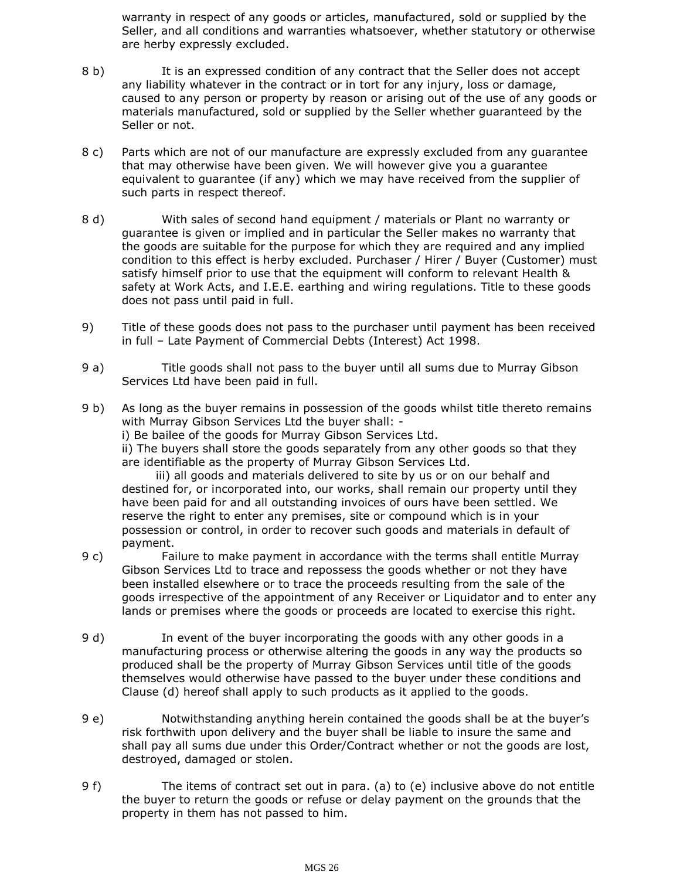warranty in respect of any goods or articles, manufactured, sold or supplied by the Seller, and all conditions and warranties whatsoever, whether statutory or otherwise are herby expressly excluded.

8 b) It is an expressed condition of any contract that the Seller does not accept any liability whatever in the contract or in tort for any injury, loss or damage, caused to any person or property by reason or arising out of the use of any goods or materials manufactured, sold or supplied by the Seller whether guaranteed by the Seller or not.

8 c) Parts which are not of our manufacture are expressly excluded from any guarantee that may otherwise have been given. We will however give you a guarantee equivalent to guarantee (if any) which we may have received from the supplier of such parts in respect thereof.

8 d) With sales of second hand equipment / materials or Plant no warranty or guarantee is given or implied and in particular the Seller makes no warranty that the goods are suitable for the purpose for which they are required and any implied condition to this effect is herby excluded. Purchaser / Hirer / Buyer (Customer) must satisfy himself prior to use that the equipment will conform to relevant Health & safety at Work Acts, and I.E.E. earthing and wiring regulations. Title to these goods does not pass until paid in full.

9) Title of these goods does not pass to the purchaser until payment has been received in full – Late Payment of Commercial Debts (Interest) Act 1998.

9 a) Title goods shall not pass to the buyer until all sums due to Murray Gibson Services Ltd have been paid in full.

9 b) As long as the buyer remains in possession of the goods whilst title thereto remains with Murray Gibson Services Ltd the buyer shall: -
i) Be bailee of the goods for Murray Gibson Services Ltd.
ii) The buyers shall store the goods separately from any other goods so that they are identifiable as the property of Murray Gibson Services Ltd.
iii) all goods and materials delivered to site by us or on our behalf and destined for, or incorporated into, our works, shall remain our property until they have been paid for and all outstanding invoices of ours have been settled. We reserve the right to enter any premises, site or compound which is in your possession or control, in order to recover such goods and materials in default of payment.

9 c) Failure to make payment in accordance with the terms shall entitle Murray Gibson Services Ltd to trace and repossess the goods whether or not they have been installed elsewhere or to trace the proceeds resulting from the sale of the goods irrespective of the appointment of any Receiver or Liquidator and to enter any lands or premises where the goods or proceeds are located to exercise this right.

9 d) In event of the buyer incorporating the goods with any other goods in a manufacturing process or otherwise altering the goods in any way the products so produced shall be the property of Murray Gibson Services until title of the goods themselves would otherwise have passed to the buyer under these conditions and Clause (d) hereof shall apply to such products as it applied to the goods.

9 e) Notwithstanding anything herein contained the goods shall be at the buyer's risk forthwith upon delivery and the buyer shall be liable to insure the same and shall pay all sums due under this Order/Contract whether or not the goods are lost, destroyed, damaged or stolen.

9 f) The items of contract set out in para. (a) to (e) inclusive above do not entitle the buyer to return the goods or refuse or delay payment on the grounds that the property in them has not passed to him.

MGS 26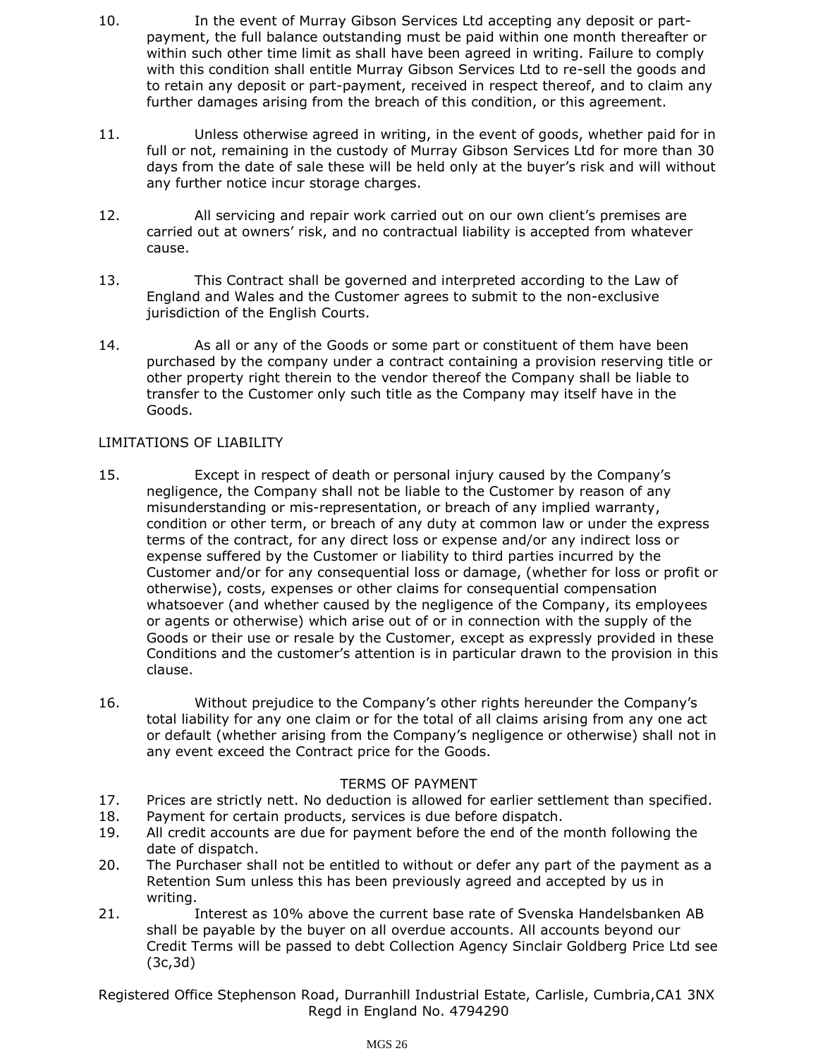10. In the event of Murray Gibson Services Ltd accepting any deposit or part-payment, the full balance outstanding must be paid within one month thereafter or within such other time limit as shall have been agreed in writing. Failure to comply with this condition shall entitle Murray Gibson Services Ltd to re-sell the goods and to retain any deposit or part-payment, received in respect thereof, and to claim any further damages arising from the breach of this condition, or this agreement.

11. Unless otherwise agreed in writing, in the event of goods, whether paid for in full or not, remaining in the custody of Murray Gibson Services Ltd for more than 30 days from the date of sale these will be held only at the buyer's risk and will without any further notice incur storage charges.

12. All servicing and repair work carried out on our own client's premises are carried out at owners' risk, and no contractual liability is accepted from whatever cause.

13. This Contract shall be governed and interpreted according to the Law of England and Wales and the Customer agrees to submit to the non-exclusive jurisdiction of the English Courts.

14. As all or any of the Goods or some part or constituent of them have been purchased by the company under a contract containing a provision reserving title or other property right therein to the vendor thereof the Company shall be liable to transfer to the Customer only such title as the Company may itself have in the Goods.

LIMITATIONS OF LIABILITY

15. Except in respect of death or personal injury caused by the Company's negligence, the Company shall not be liable to the Customer by reason of any misunderstanding or mis-representation, or breach of any implied warranty, condition or other term, or breach of any duty at common law or under the express terms of the contract, for any direct loss or expense and/or any indirect loss or expense suffered by the Customer or liability to third parties incurred by the Customer and/or for any consequential loss or damage, (whether for loss or profit or otherwise), costs, expenses or other claims for consequential compensation whatsoever (and whether caused by the negligence of the Company, its employees or agents or otherwise) which arise out of or in connection with the supply of the Goods or their use or resale by the Customer, except as expressly provided in these Conditions and the customer's attention is in particular drawn to the provision in this clause.

16. Without prejudice to the Company's other rights hereunder the Company's total liability for any one claim or for the total of all claims arising from any one act or default (whether arising from the Company's negligence or otherwise) shall not in any event exceed the Contract price for the Goods.

TERMS OF PAYMENT

17. Prices are strictly nett. No deduction is allowed for earlier settlement than specified.
18. Payment for certain products, services is due before dispatch.
19. All credit accounts are due for payment before the end of the month following the date of dispatch.
20. The Purchaser shall not be entitled to without or defer any part of the payment as a Retention Sum unless this has been previously agreed and accepted by us in writing.
21. Interest as 10% above the current base rate of Svenska Handelsbanken AB shall be payable by the buyer on all overdue accounts. All accounts beyond our Credit Terms will be passed to debt Collection Agency Sinclair Goldberg Price Ltd see (3c,3d)

Registered Office Stephenson Road, Durranhill Industrial Estate, Carlisle, Cumbria,CA1 3NX
Regd in England No. 4794290

MGS 26